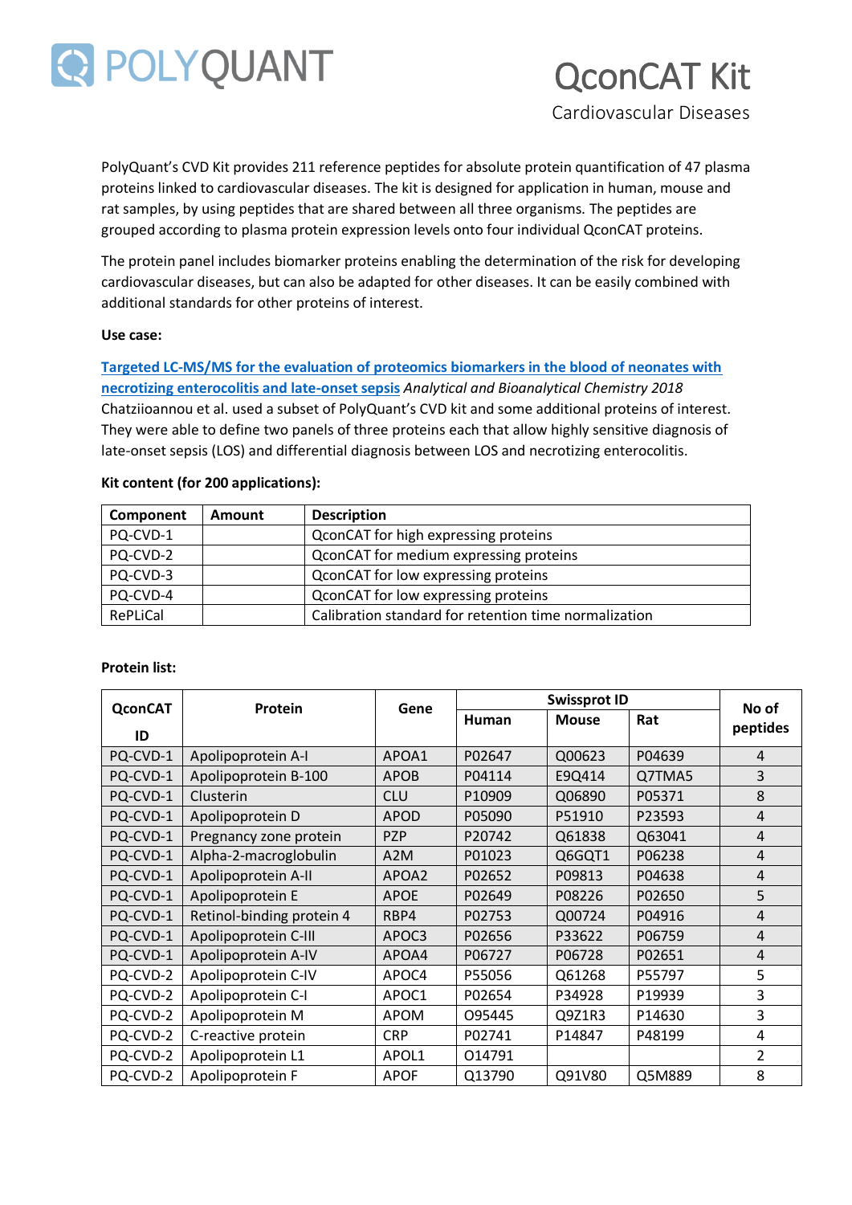# POLYQUANT

# QconCAT Kit

## Cardiovascular Diseases

PolyQuant's CVD Kit provides 211 reference peptides for absolute protein quantification of 47 plasma proteins linked to cardiovascular diseases. The kit is designed for application in human, mouse and rat samples, by using peptides that are shared between all three organisms. The peptides are grouped according to plasma protein expression levels onto four individual QconCAT proteins.

The protein panel includes biomarker proteins enabling the determination of the risk for developing cardiovascular diseases, but can also be adapted for other diseases. It can be easily combined with additional standards for other proteins of interest.

**Use case:**

**Targeted LC-MS/MS for the evaluation of proteomics biomarkers in the blood of neonates with necrotizing enterocolitis and late-onset sepsis** *Analytical and Bioanalytical Chemistry 2018*
Chatziioannou et al. used a subset of PolyQuant's CVD kit and some additional proteins of interest. They were able to define two panels of three proteins each that allow highly sensitive diagnosis of late-onset sepsis (LOS) and differential diagnosis between LOS and necrotizing enterocolitis.

**Kit content (for 200 applications):**

| Component | Amount | Description |
|---|---|---|
| PQ-CVD-1 | | QconCAT for high expressing proteins |
| PQ-CVD-2 | | QconCAT for medium expressing proteins |
| PQ-CVD-3 | | QconCAT for low expressing proteins |
| PQ-CVD-4 | | QconCAT for low expressing proteins |
| RePLiCal | | Calibration standard for retention time normalization |

**Protein list:**

| QconCAT ID | Protein | Gene | Swissprot ID | | | No of peptides |
|---|---|---|---|---|---|---|
| | | | Human | Mouse | Rat | |
| PQ-CVD-1 | Apolipoprotein A-I | APOA1 | P02647 | Q00623 | P04639 | 4 |
| PQ-CVD-1 | Apolipoprotein B-100 | APOB | P04114 | E9Q414 | Q7TMA5 | 3 |
| PQ-CVD-1 | Clusterin | CLU | P10909 | Q06890 | P05371 | 8 |
| PQ-CVD-1 | Apolipoprotein D | APOD | P05090 | P51910 | P23593 | 4 |
| PQ-CVD-1 | Pregnancy zone protein | PZP | P20742 | Q61838 | Q63041 | 4 |
| PQ-CVD-1 | Alpha-2-macroglobulin | A2M | P01023 | Q6GQT1 | P06238 | 4 |
| PQ-CVD-1 | Apolipoprotein A-II | APOA2 | P02652 | P09813 | P04638 | 4 |
| PQ-CVD-1 | Apolipoprotein E | APOE | P02649 | P08226 | P02650 | 5 |
| PQ-CVD-1 | Retinol-binding protein 4 | RBP4 | P02753 | Q00724 | P04916 | 4 |
| PQ-CVD-1 | Apolipoprotein C-III | APOC3 | P02656 | P33622 | P06759 | 4 |
| PQ-CVD-1 | Apolipoprotein A-IV | APOA4 | P06727 | P06728 | P02651 | 4 |
| PQ-CVD-2 | Apolipoprotein C-IV | APOC4 | P55056 | Q61268 | P55797 | 5 |
| PQ-CVD-2 | Apolipoprotein C-I | APOC1 | P02654 | P34928 | P19939 | 3 |
| PQ-CVD-2 | Apolipoprotein M | APOM | O95445 | Q9Z1R3 | P14630 | 3 |
| PQ-CVD-2 | C-reactive protein | CRP | P02741 | P14847 | P48199 | 4 |
| PQ-CVD-2 | Apolipoprotein L1 | APOL1 | O14791 | | | 2 |
| PQ-CVD-2 | Apolipoprotein F | APOF | Q13790 | Q91V80 | Q5M889 | 8 |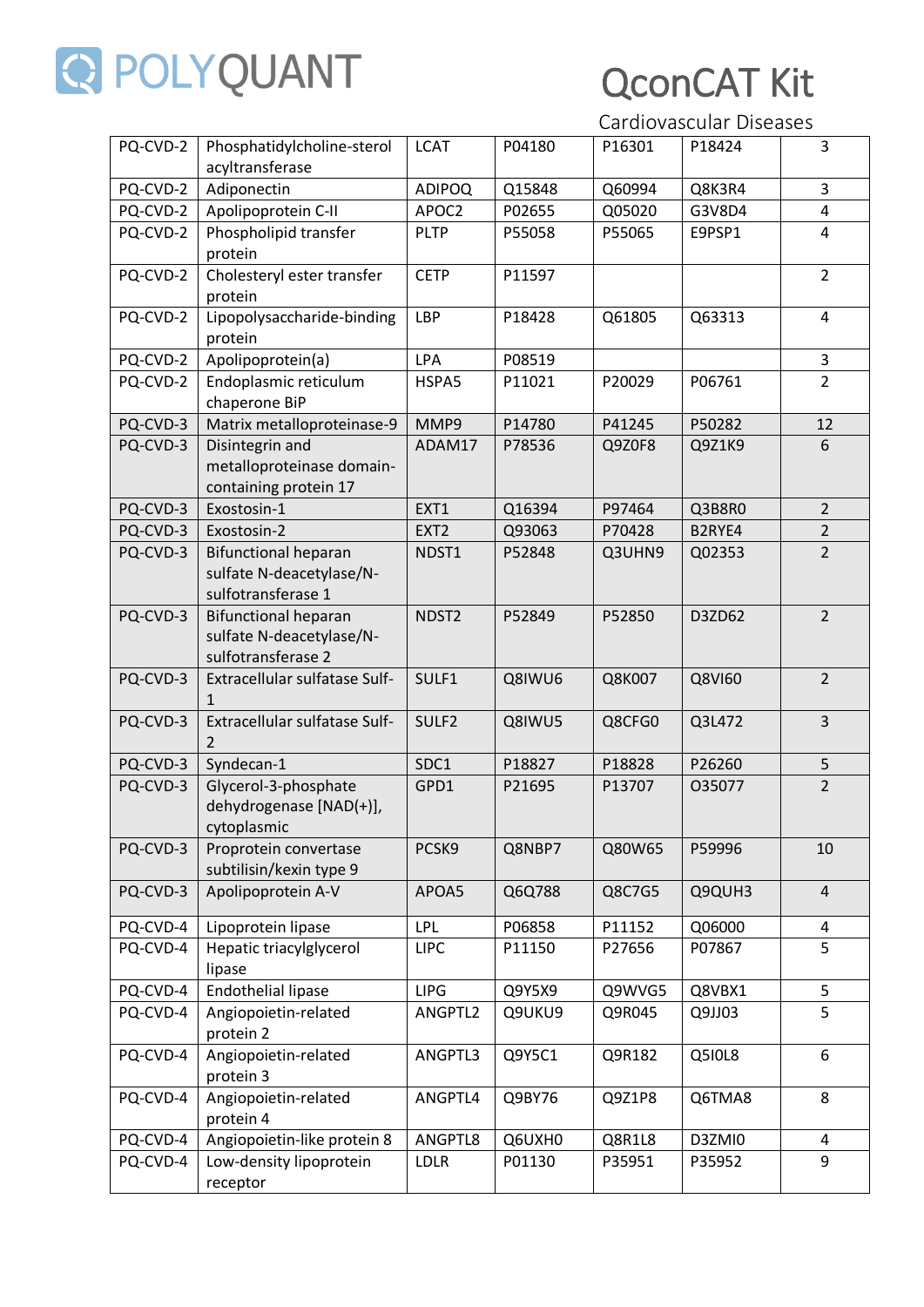| PQ-CVD-2 | Phosphatidylcholine-sterol acyltransferase | LCAT | P04180 | P16301 | P18424 | 3 |
|---|---|---|---|---|---|---|
| PQ-CVD-2 | Adiponectin | ADIPOQ | Q15848 | Q60994 | Q8K3R4 | 3 |
| PQ-CVD-2 | Apolipoprotein C-II | APOC2 | P02655 | Q05020 | G3V8D4 | 4 |
| PQ-CVD-2 | Phospholipid transfer protein | PLTP | P55058 | P55065 | E9PSP1 | 4 |
| PQ-CVD-2 | Cholesteryl ester transfer protein | CETP | P11597 | | | 2 |
| PQ-CVD-2 | Lipopolysaccharide-binding protein | LBP | P18428 | Q61805 | Q63313 | 4 |
| PQ-CVD-2 | Apolipoprotein(a) | LPA | P08519 | | | 3 |
| PQ-CVD-2 | Endoplasmic reticulum chaperone BiP | HSPA5 | P11021 | P20029 | P06761 | 2 |
| PQ-CVD-3 | Matrix metalloproteinase-9 | MMP9 | P14780 | P41245 | P50282 | 12 |
| PQ-CVD-3 | Disintegrin and metalloproteinase domain-containing protein 17 | ADAM17 | P78536 | Q9Z0F8 | Q9Z1K9 | 6 |
| PQ-CVD-3 | Exostosin-1 | EXT1 | Q16394 | P97464 | Q3B8R0 | 2 |
| PQ-CVD-3 | Exostosin-2 | EXT2 | Q93063 | P70428 | B2RYE4 | 2 |
| PQ-CVD-3 | Bifunctional heparan sulfate N-deacetylase/N-sulfotransferase 1 | NDST1 | P52848 | Q3UHN9 | Q02353 | 2 |
| PQ-CVD-3 | Bifunctional heparan sulfate N-deacetylase/N-sulfotransferase 2 | NDST2 | P52849 | P52850 | D3ZD62 | 2 |
| PQ-CVD-3 | Extracellular sulfatase Sulf-1 | SULF1 | Q8IWU6 | Q8K007 | Q8VI60 | 2 |
| PQ-CVD-3 | Extracellular sulfatase Sulf-2 | SULF2 | Q8IWU5 | Q8CFG0 | Q3L472 | 3 |
| PQ-CVD-3 | Syndecan-1 | SDC1 | P18827 | P18828 | P26260 | 5 |
| PQ-CVD-3 | Glycerol-3-phosphate dehydrogenase [NAD(+)], cytoplasmic | GPD1 | P21695 | P13707 | O35077 | 2 |
| PQ-CVD-3 | Proprotein convertase subtilisin/kexin type 9 | PCSK9 | Q8NBP7 | Q80W65 | P59996 | 10 |
| PQ-CVD-3 | Apolipoprotein A-V | APOA5 | Q6Q788 | Q8C7G5 | Q9QUH3 | 4 |
| PQ-CVD-4 | Lipoprotein lipase | LPL | P06858 | P11152 | Q06000 | 4 |
| PQ-CVD-4 | Hepatic triacylglycerol lipase | LIPC | P11150 | P27656 | P07867 | 5 |
| PQ-CVD-4 | Endothelial lipase | LIPG | Q9Y5X9 | Q9WVG5 | Q8VBX1 | 5 |
| PQ-CVD-4 | Angiopoietin-related protein 2 | ANGPTL2 | Q9UKU9 | Q9R045 | Q9JJ03 | 5 |
| PQ-CVD-4 | Angiopoietin-related protein 3 | ANGPTL3 | Q9Y5C1 | Q9R182 | Q5I0L8 | 6 |
| PQ-CVD-4 | Angiopoietin-related protein 4 | ANGPTL4 | Q9BY76 | Q9Z1P8 | Q6TMA8 | 8 |
| PQ-CVD-4 | Angiopoietin-like protein 8 | ANGPTL8 | Q6UXH0 | Q8R1L8 | D3ZMI0 | 4 |
| PQ-CVD-4 | Low-density lipoprotein receptor | LDLR | P01130 | P35951 | P35952 | 9 |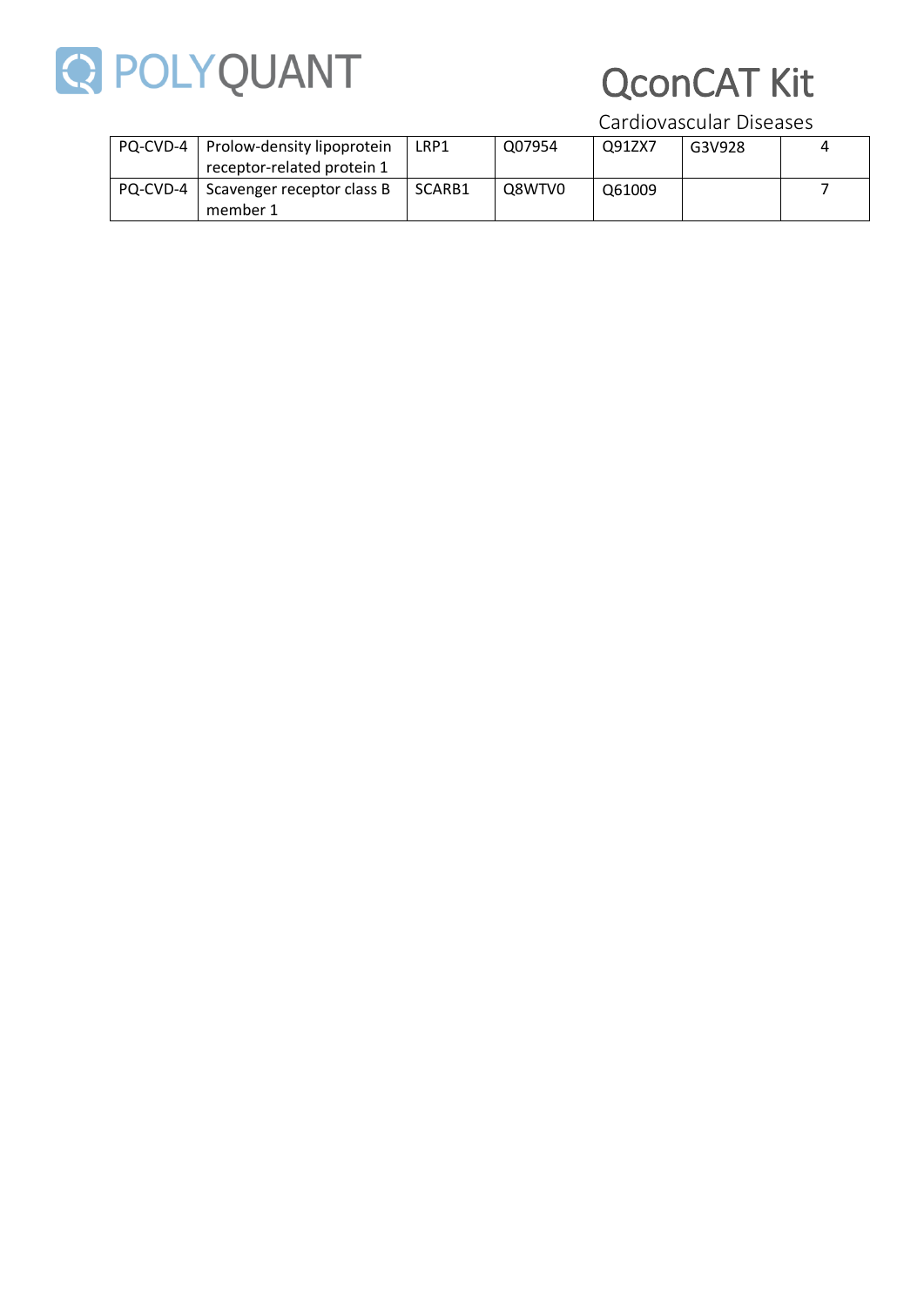| | | | | | | |
|---|---|---|---|---|---|---|
| PQ-CVD-4 | Prolow-density lipoprotein receptor-related protein 1 | LRP1 | Q07954 | Q91ZX7 | G3V928 | 4 |
| PQ-CVD-4 | Scavenger receptor class B member 1 | SCARB1 | Q8WTV0 | Q61009 | | 7 |